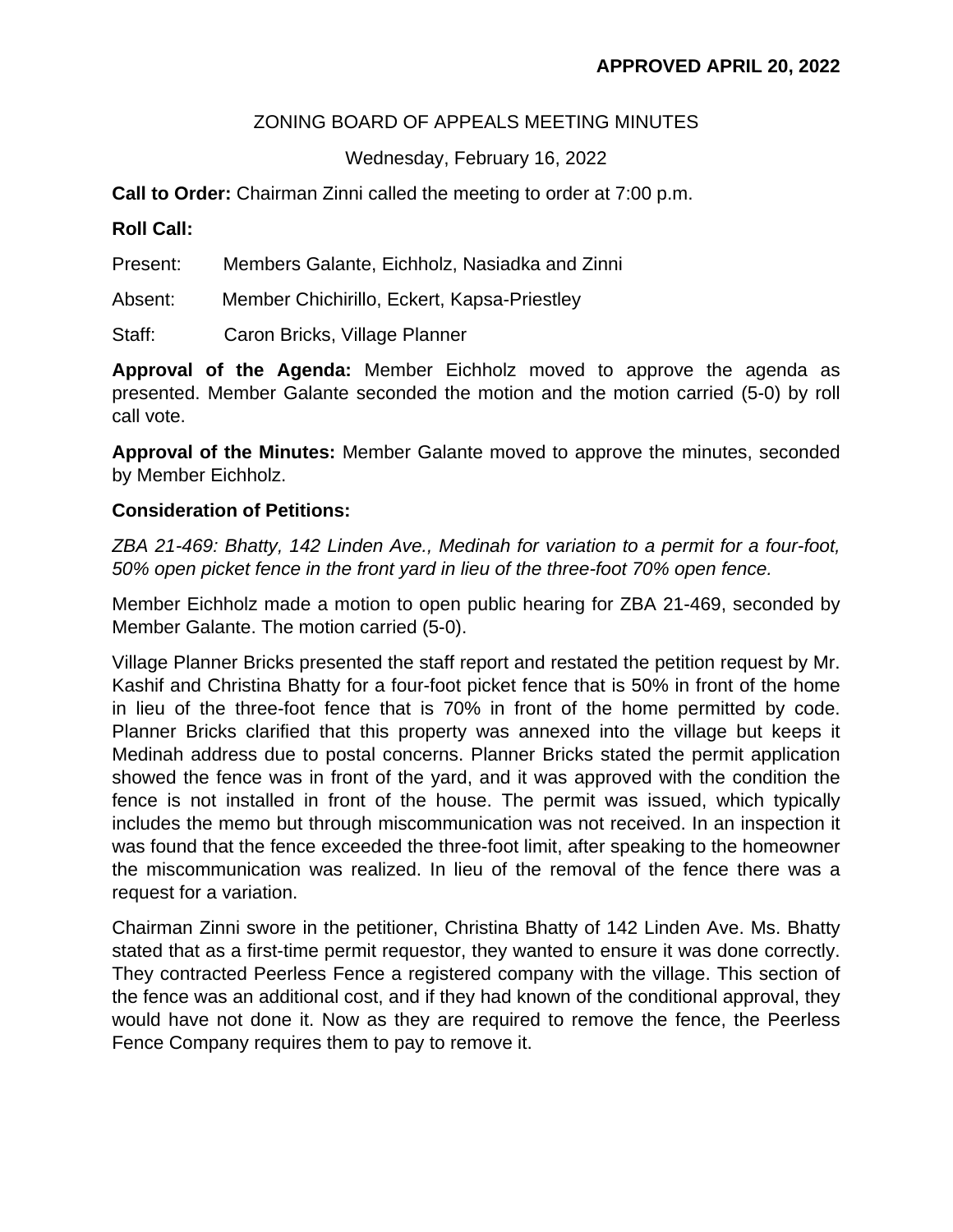**APPROVED APRIL 20, 2022**

ZONING BOARD OF APPEALS MEETING MINUTES

Wednesday, February 16, 2022

**Call to Order:** Chairman Zinni called the meeting to order at 7:00 p.m.

**Roll Call:**

Present: Members Galante, Eichholz, Nasiadka and Zinni

Absent: Member Chichirillo, Eckert, Kapsa-Priestley

Staff: Caron Bricks, Village Planner

**Approval of the Agenda:** Member Eichholz moved to approve the agenda as presented. Member Galante seconded the motion and the motion carried (5-0) by roll call vote.

**Approval of the Minutes:** Member Galante moved to approve the minutes, seconded by Member Eichholz.

**Consideration of Petitions:**

*ZBA 21-469: Bhatty, 142 Linden Ave., Medinah for variation to a permit for a four-foot, 50% open picket fence in the front yard in lieu of the three-foot 70% open fence.*

Member Eichholz made a motion to open public hearing for ZBA 21-469, seconded by Member Galante. The motion carried (5-0).

Village Planner Bricks presented the staff report and restated the petition request by Mr. Kashif and Christina Bhatty for a four-foot picket fence that is 50% in front of the home in lieu of the three-foot fence that is 70% in front of the home permitted by code. Planner Bricks clarified that this property was annexed into the village but keeps it Medinah address due to postal concerns. Planner Bricks stated the permit application showed the fence was in front of the yard, and it was approved with the condition the fence is not installed in front of the house. The permit was issued, which typically includes the memo but through miscommunication was not received. In an inspection it was found that the fence exceeded the three-foot limit, after speaking to the homeowner the miscommunication was realized. In lieu of the removal of the fence there was a request for a variation.

Chairman Zinni swore in the petitioner, Christina Bhatty of 142 Linden Ave. Ms. Bhatty stated that as a first-time permit requestor, they wanted to ensure it was done correctly. They contracted Peerless Fence a registered company with the village. This section of the fence was an additional cost, and if they had known of the conditional approval, they would have not done it. Now as they are required to remove the fence, the Peerless Fence Company requires them to pay to remove it.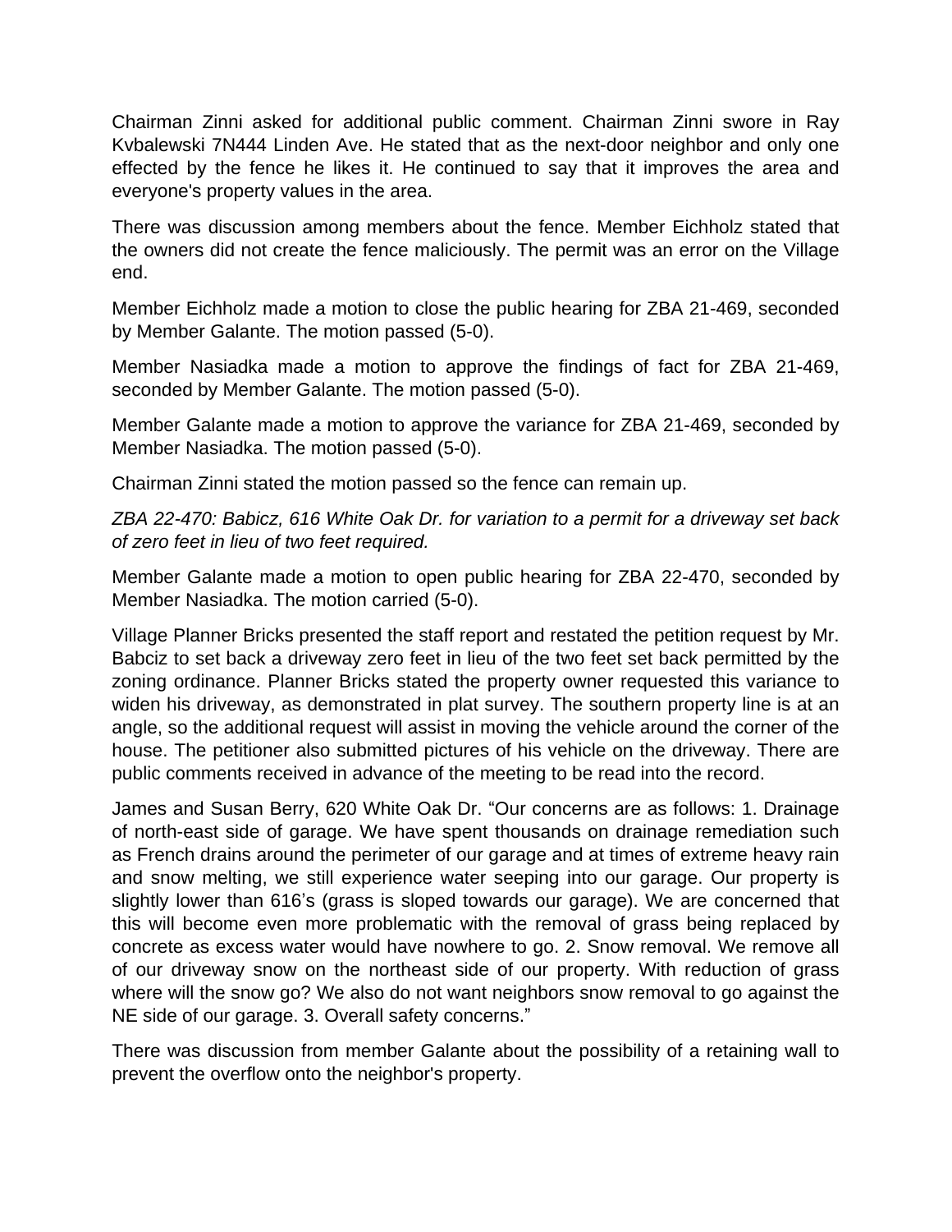Chairman Zinni asked for additional public comment. Chairman Zinni swore in Ray Kvbalewski 7N444 Linden Ave. He stated that as the next-door neighbor and only one effected by the fence he likes it. He continued to say that it improves the area and everyone's property values in the area.

There was discussion among members about the fence. Member Eichholz stated that the owners did not create the fence maliciously. The permit was an error on the Village end.

Member Eichholz made a motion to close the public hearing for ZBA 21-469, seconded by Member Galante. The motion passed (5-0).

Member Nasiadka made a motion to approve the findings of fact for ZBA 21-469, seconded by Member Galante. The motion passed (5-0).

Member Galante made a motion to approve the variance for ZBA 21-469, seconded by Member Nasiadka. The motion passed (5-0).

Chairman Zinni stated the motion passed so the fence can remain up.

*ZBA 22-470: Babicz, 616 White Oak Dr. for variation to a permit for a driveway set back of zero feet in lieu of two feet required.*

Member Galante made a motion to open public hearing for ZBA 22-470, seconded by Member Nasiadka. The motion carried (5-0).

Village Planner Bricks presented the staff report and restated the petition request by Mr. Babciz to set back a driveway zero feet in lieu of the two feet set back permitted by the zoning ordinance. Planner Bricks stated the property owner requested this variance to widen his driveway, as demonstrated in plat survey. The southern property line is at an angle, so the additional request will assist in moving the vehicle around the corner of the house. The petitioner also submitted pictures of his vehicle on the driveway. There are public comments received in advance of the meeting to be read into the record.

James and Susan Berry, 620 White Oak Dr. "Our concerns are as follows: 1. Drainage of north-east side of garage. We have spent thousands on drainage remediation such as French drains around the perimeter of our garage and at times of extreme heavy rain and snow melting, we still experience water seeping into our garage. Our property is slightly lower than 616's (grass is sloped towards our garage). We are concerned that this will become even more problematic with the removal of grass being replaced by concrete as excess water would have nowhere to go. 2. Snow removal. We remove all of our driveway snow on the northeast side of our property. With reduction of grass where will the snow go? We also do not want neighbors snow removal to go against the NE side of our garage. 3. Overall safety concerns."

There was discussion from member Galante about the possibility of a retaining wall to prevent the overflow onto the neighbor's property.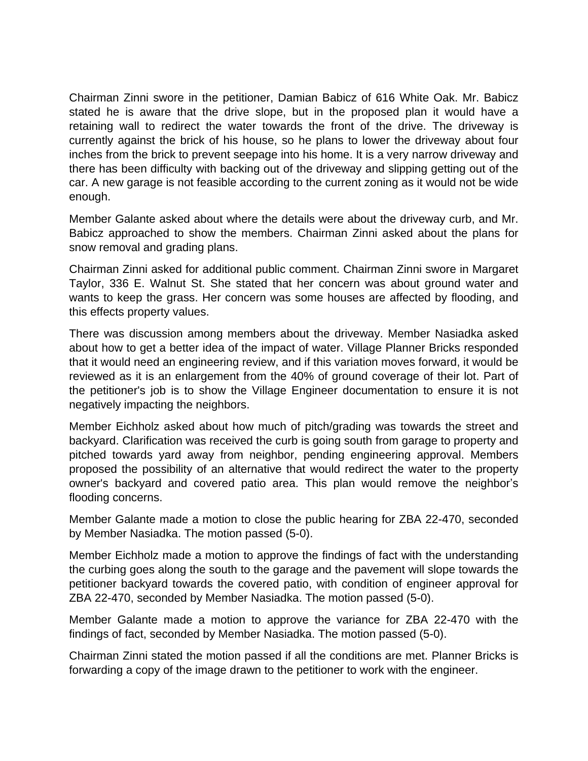Chairman Zinni swore in the petitioner, Damian Babicz of 616 White Oak. Mr. Babicz stated he is aware that the drive slope, but in the proposed plan it would have a retaining wall to redirect the water towards the front of the drive. The driveway is currently against the brick of his house, so he plans to lower the driveway about four inches from the brick to prevent seepage into his home. It is a very narrow driveway and there has been difficulty with backing out of the driveway and slipping getting out of the car. A new garage is not feasible according to the current zoning as it would not be wide enough.

Member Galante asked about where the details were about the driveway curb, and Mr. Babicz approached to show the members. Chairman Zinni asked about the plans for snow removal and grading plans.

Chairman Zinni asked for additional public comment. Chairman Zinni swore in Margaret Taylor, 336 E. Walnut St. She stated that her concern was about ground water and wants to keep the grass. Her concern was some houses are affected by flooding, and this effects property values.

There was discussion among members about the driveway. Member Nasiadka asked about how to get a better idea of the impact of water. Village Planner Bricks responded that it would need an engineering review, and if this variation moves forward, it would be reviewed as it is an enlargement from the 40% of ground coverage of their lot. Part of the petitioner's job is to show the Village Engineer documentation to ensure it is not negatively impacting the neighbors.

Member Eichholz asked about how much of pitch/grading was towards the street and backyard. Clarification was received the curb is going south from garage to property and pitched towards yard away from neighbor, pending engineering approval. Members proposed the possibility of an alternative that would redirect the water to the property owner's backyard and covered patio area. This plan would remove the neighbor's flooding concerns.

Member Galante made a motion to close the public hearing for ZBA 22-470, seconded by Member Nasiadka. The motion passed (5-0).

Member Eichholz made a motion to approve the findings of fact with the understanding the curbing goes along the south to the garage and the pavement will slope towards the petitioner backyard towards the covered patio, with condition of engineer approval for ZBA 22-470, seconded by Member Nasiadka. The motion passed (5-0).

Member Galante made a motion to approve the variance for ZBA 22-470 with the findings of fact, seconded by Member Nasiadka. The motion passed (5-0).

Chairman Zinni stated the motion passed if all the conditions are met. Planner Bricks is forwarding a copy of the image drawn to the petitioner to work with the engineer.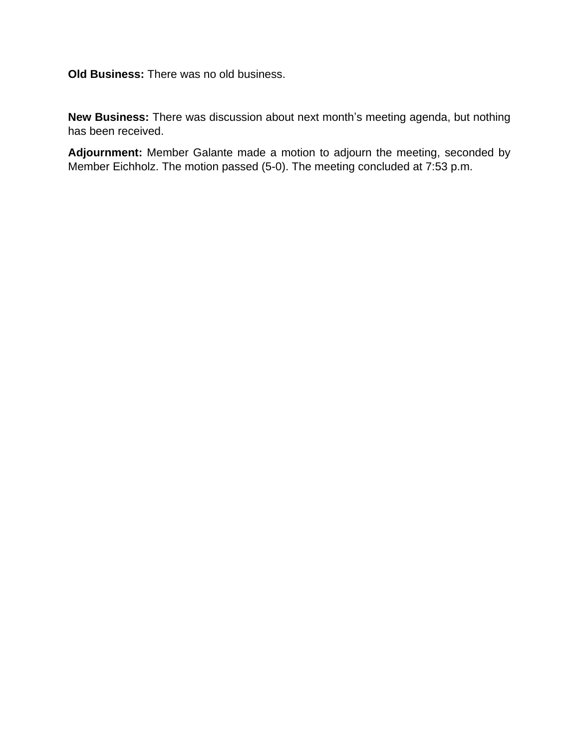**Old Business:** There was no old business.

**New Business:** There was discussion about next month's meeting agenda, but nothing has been received.

**Adjournment:** Member Galante made a motion to adjourn the meeting, seconded by Member Eichholz. The motion passed (5-0). The meeting concluded at 7:53 p.m.